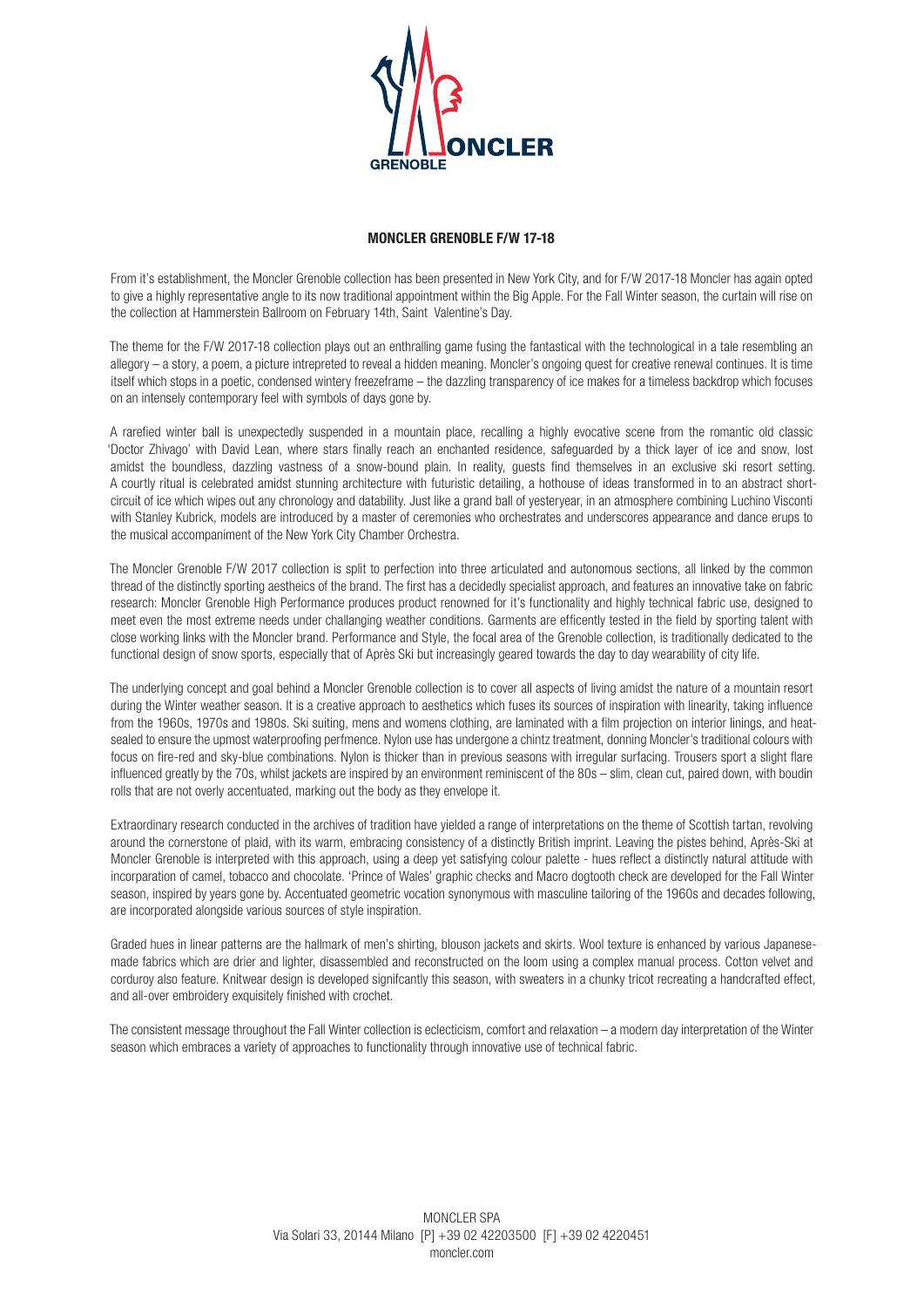# MONCLER GRENOBLE F/W 17-18

From it's establishment, the Moncler Grenoble collection has been presented in New York City, and for F/W 2017-18 Moncler has again opted to give a highly representative angle to its now traditional appointment within the Big Apple. For the Fall Winter season, the curtain will rise on the collection at Hammerstein Ballroom on February 14th, Saint Valentine's Day.

The theme for the F/W 2017-18 collection plays out an enthralling game fusing the fantastical with the technological in a tale resembling an allegory – a story, a poem, a picture intrepreted to reveal a hidden meaning. Moncler's ongoing quest for creative renewal continues. It is time itself which stops in a poetic, condensed wintery freezeframe – the dazzling transparency of ice makes for a timeless backdrop which focuses on an intensely contemporary feel with symbols of days gone by.

A rarefied winter ball is unexpectedly suspended in a mountain place, recalling a highly evocative scene from the romantic old classic 'Doctor Zhivago' with David Lean, where stars finally reach an enchanted residence, safeguarded by a thick layer of ice and snow, lost amidst the boundless, dazzling vastness of a snow-bound plain. In reality, guests find themselves in an exclusive ski resort setting. A courtly ritual is celebrated amidst stunning architecture with futuristic detailing, a hothouse of ideas transformed in to an abstract short-circuit of ice which wipes out any chronology and datability. Just like a grand ball of yesteryear, in an atmosphere combining Luchino Visconti with Stanley Kubrick, models are introduced by a master of ceremonies who orchestrates and underscores appearance and dance erups to the musical accompaniment of the New York City Chamber Orchestra.

The Moncler Grenoble F/W 2017 collection is split to perfection into three articulated and autonomous sections, all linked by the common thread of the distinctly sporting aestheics of the brand. The first has a decidedly specialist approach, and features an innovative take on fabric research: Moncler Grenoble High Performance produces product renowned for it's functionality and highly technical fabric use, designed to meet even the most extreme needs under challanging weather conditions. Garments are efficently tested in the field by sporting talent with close working links with the Moncler brand. Performance and Style, the focal area of the Grenoble collection, is traditionally dedicated to the functional design of snow sports, especially that of Après Ski but increasingly geared towards the day to day wearability of city life.

The underlying concept and goal behind a Moncler Grenoble collection is to cover all aspects of living amidst the nature of a mountain resort during the Winter weather season. It is a creative approach to aesthetics which fuses its sources of inspiration with linearity, taking influence from the 1960s, 1970s and 1980s. Ski suiting, mens and womens clothing, are laminated with a film projection on interior linings, and heat-sealed to ensure the upmost waterproofing perfmence. Nylon use has undergone a chintz treatment, donning Moncler's traditional colours with focus on fire-red and sky-blue combinations. Nylon is thicker than in previous seasons with irregular surfacing. Trousers sport a slight flare influenced greatly by the 70s, whilst jackets are inspired by an environment reminiscent of the 80s – slim, clean cut, paired down, with boudin rolls that are not overly accentuated, marking out the body as they envelope it.

Extraordinary research conducted in the archives of tradition have yielded a range of interpretations on the theme of Scottish tartan, revolving around the cornerstone of plaid, with its warm, embracing consistency of a distinctly British imprint. Leaving the pistes behind, Après-Ski at Moncler Grenoble is interpreted with this approach, using a deep yet satisfying colour palette - hues reflect a distinctly natural attitude with incorparation of camel, tobacco and chocolate. 'Prince of Wales' graphic checks and Macro dogtooth check are developed for the Fall Winter season, inspired by years gone by. Accentuated geometric vocation synonymous with masculine tailoring of the 1960s and decades following, are incorporated alongside various sources of style inspiration.

Graded hues in linear patterns are the hallmark of men's shirting, blouson jackets and skirts. Wool texture is enhanced by various Japanese-made fabrics which are drier and lighter, disassembled and reconstructed on the loom using a complex manual process. Cotton velvet and corduroy also feature. Knitwear design is developed signifcantly this season, with sweaters in a chunky tricot recreating a handcrafted effect, and all-over embroidery exquisitely finished with crochet.

The consistent message throughout the Fall Winter collection is eclecticism, comfort and relaxation – a modern day interpretation of the Winter season which embraces a variety of approaches to functionality through innovative use of technical fabric.

MONCLER SPA
Via Solari 33, 20144 Milano [P] +39 02 42203500 [F] +39 02 4220451
moncler.com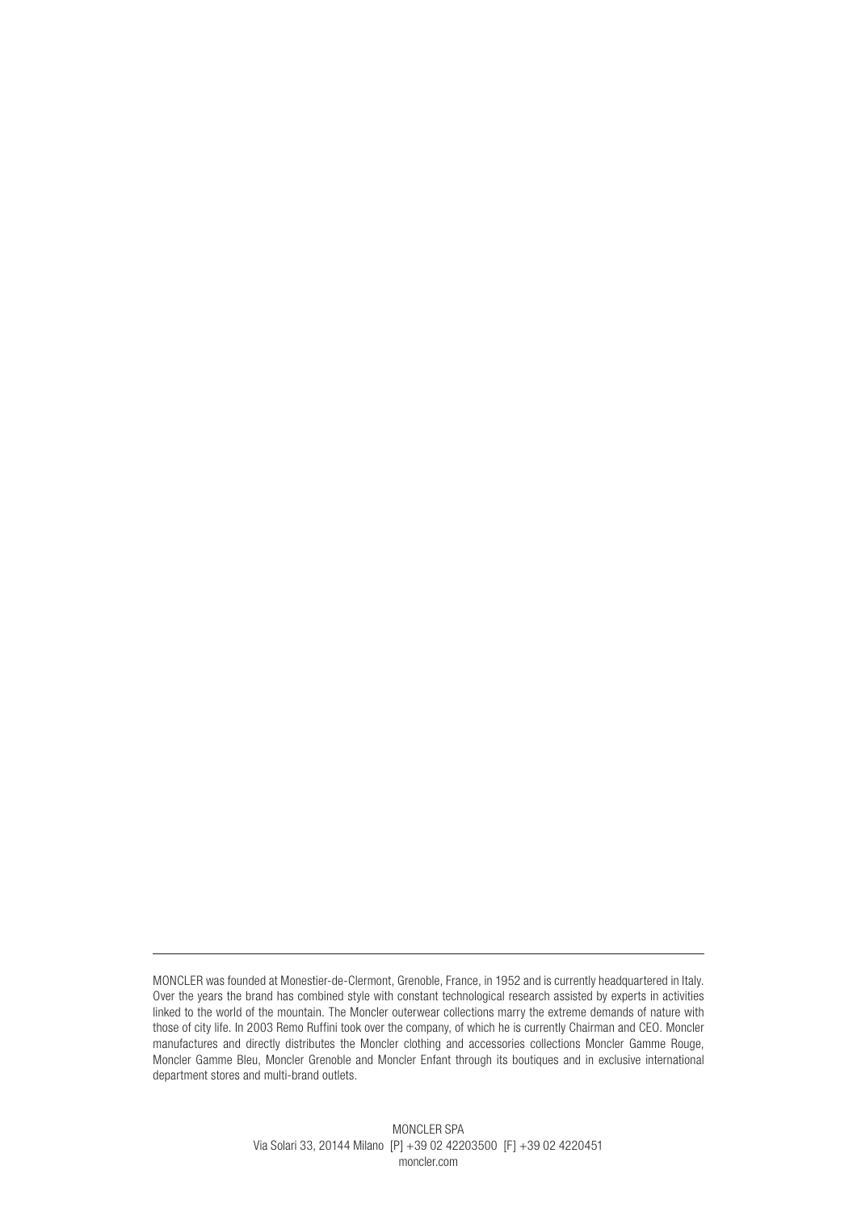---

MONCLER was founded at Monestier-de-Clermont, Grenoble, France, in 1952 and is currently headquartered in Italy. Over the years the brand has combined style with constant technological research assisted by experts in activities linked to the world of the mountain. The Moncler outerwear collections marry the extreme demands of nature with those of city life. In 2003 Remo Ruffini took over the company, of which he is currently Chairman and CEO. Moncler manufactures and directly distributes the Moncler clothing and accessories collections Moncler Gamme Rouge, Moncler Gamme Bleu, Moncler Grenoble and Moncler Enfant through its boutiques and in exclusive international department stores and multi-brand outlets.

MONCLER SPA
Via Solari 33, 20144 Milano [P] +39 02 42203500 [F] +39 02 4220451
moncler.com